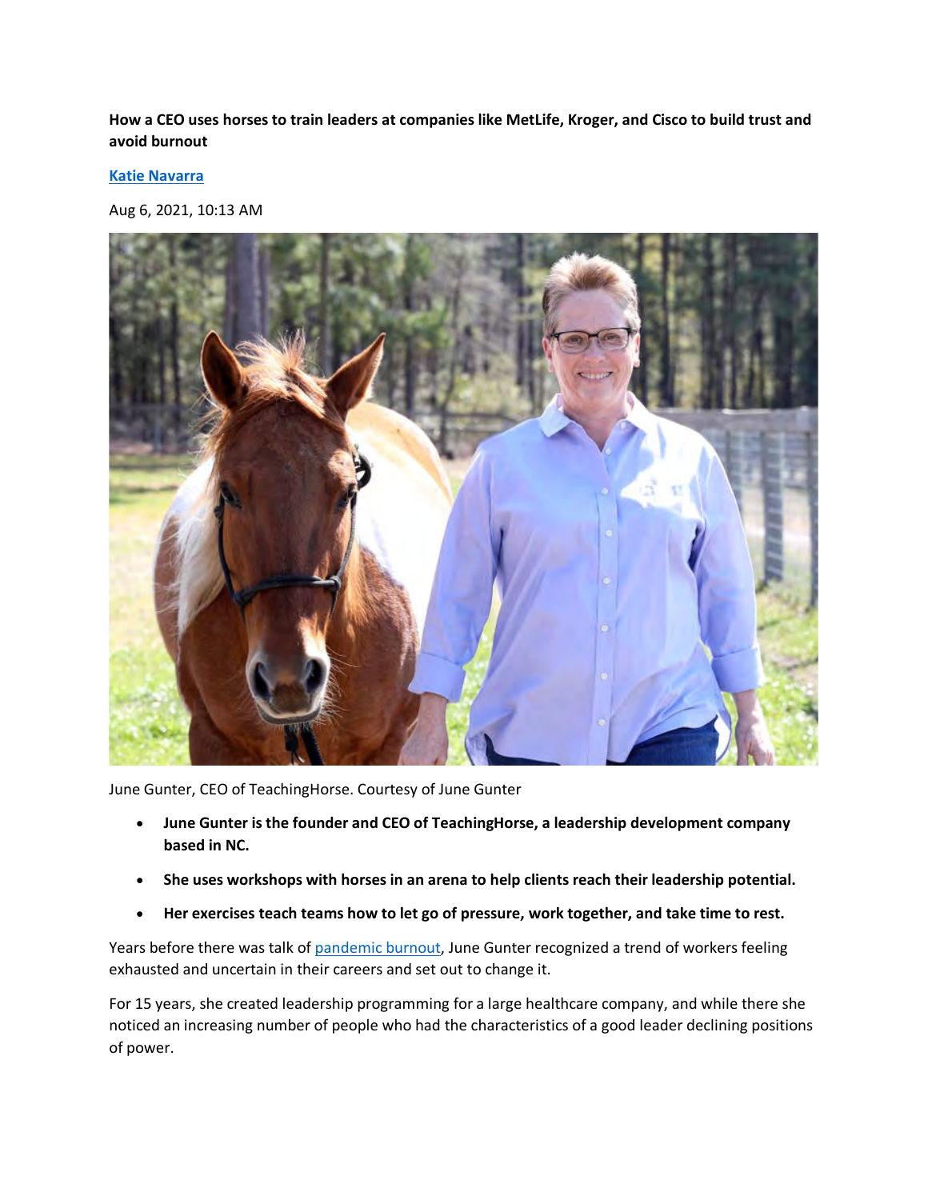**How a CEO uses horses to train leaders at companies like MetLife, Kroger, and Cisco to build trust and avoid burnout**

**[Katie Navarra](#)**

Aug 6, 2021, 10:13 AM

June Gunter, CEO of TeachingHorse. Courtesy of June Gunter

- **June Gunter is the founder and CEO of TeachingHorse, a leadership development company based in NC.**
- **She uses workshops with horses in an arena to help clients reach their leadership potential.**
- **Her exercises teach teams how to let go of pressure, work together, and take time to rest.**

Years before there was talk of [pandemic burnout](#), June Gunter recognized a trend of workers feeling exhausted and uncertain in their careers and set out to change it.

For 15 years, she created leadership programming for a large healthcare company, and while there she noticed an increasing number of people who had the characteristics of a good leader declining positions of power.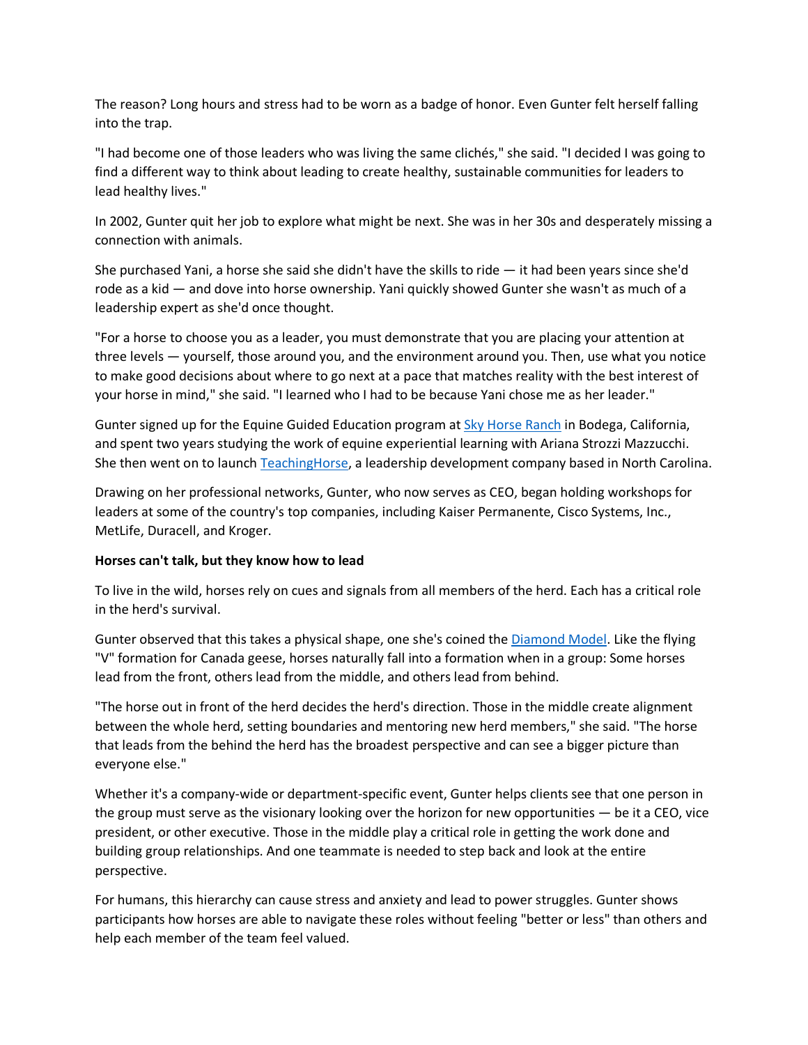The reason? Long hours and stress had to be worn as a badge of honor. Even Gunter felt herself falling into the trap.

"I had become one of those leaders who was living the same clichés," she said. "I decided I was going to find a different way to think about leading to create healthy, sustainable communities for leaders to lead healthy lives."

In 2002, Gunter quit her job to explore what might be next. She was in her 30s and desperately missing a connection with animals.

She purchased Yani, a horse she said she didn't have the skills to ride — it had been years since she'd rode as a kid — and dove into horse ownership. Yani quickly showed Gunter she wasn't as much of a leadership expert as she'd once thought.

"For a horse to choose you as a leader, you must demonstrate that you are placing your attention at three levels — yourself, those around you, and the environment around you. Then, use what you notice to make good decisions about where to go next at a pace that matches reality with the best interest of your horse in mind," she said. "I learned who I had to be because Yani chose me as her leader."

Gunter signed up for the Equine Guided Education program at Sky Horse Ranch in Bodega, California, and spent two years studying the work of equine experiential learning with Ariana Strozzi Mazzucchi. She then went on to launch TeachingHorse, a leadership development company based in North Carolina.

Drawing on her professional networks, Gunter, who now serves as CEO, began holding workshops for leaders at some of the country's top companies, including Kaiser Permanente, Cisco Systems, Inc., MetLife, Duracell, and Kroger.

**Horses can't talk, but they know how to lead**

To live in the wild, horses rely on cues and signals from all members of the herd. Each has a critical role in the herd's survival.

Gunter observed that this takes a physical shape, one she's coined the Diamond Model. Like the flying "V" formation for Canada geese, horses naturally fall into a formation when in a group: Some horses lead from the front, others lead from the middle, and others lead from behind.

"The horse out in front of the herd decides the herd's direction. Those in the middle create alignment between the whole herd, setting boundaries and mentoring new herd members," she said. "The horse that leads from the behind the herd has the broadest perspective and can see a bigger picture than everyone else."

Whether it's a company-wide or department-specific event, Gunter helps clients see that one person in the group must serve as the visionary looking over the horizon for new opportunities — be it a CEO, vice president, or other executive. Those in the middle play a critical role in getting the work done and building group relationships. And one teammate is needed to step back and look at the entire perspective.

For humans, this hierarchy can cause stress and anxiety and lead to power struggles. Gunter shows participants how horses are able to navigate these roles without feeling "better or less" than others and help each member of the team feel valued.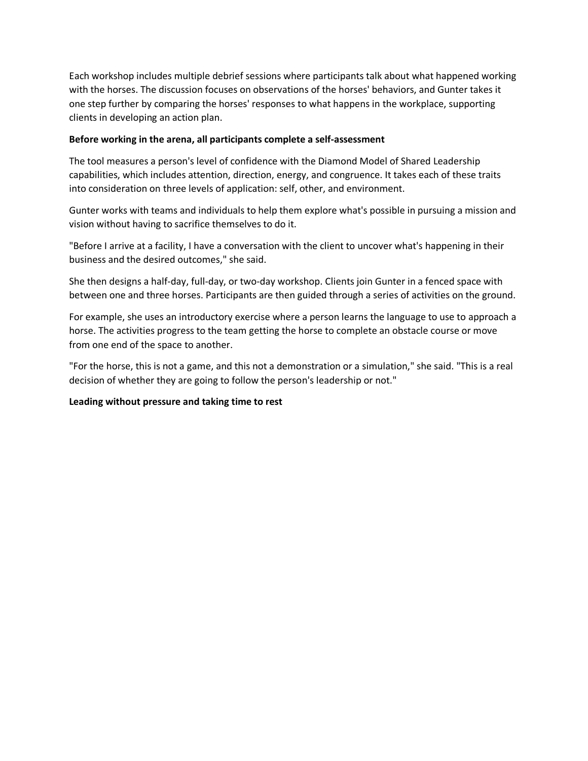Each workshop includes multiple debrief sessions where participants talk about what happened working with the horses. The discussion focuses on observations of the horses' behaviors, and Gunter takes it one step further by comparing the horses' responses to what happens in the workplace, supporting clients in developing an action plan.

**Before working in the arena, all participants complete a self-assessment**

The tool measures a person's level of confidence with the Diamond Model of Shared Leadership capabilities, which includes attention, direction, energy, and congruence. It takes each of these traits into consideration on three levels of application: self, other, and environment.

Gunter works with teams and individuals to help them explore what's possible in pursuing a mission and vision without having to sacrifice themselves to do it.

"Before I arrive at a facility, I have a conversation with the client to uncover what's happening in their business and the desired outcomes," she said.

She then designs a half-day, full-day, or two-day workshop. Clients join Gunter in a fenced space with between one and three horses. Participants are then guided through a series of activities on the ground.

For example, she uses an introductory exercise where a person learns the language to use to approach a horse. The activities progress to the team getting the horse to complete an obstacle course or move from one end of the space to another.

"For the horse, this is not a game, and this not a demonstration or a simulation," she said. "This is a real decision of whether they are going to follow the person's leadership or not."

**Leading without pressure and taking time to rest**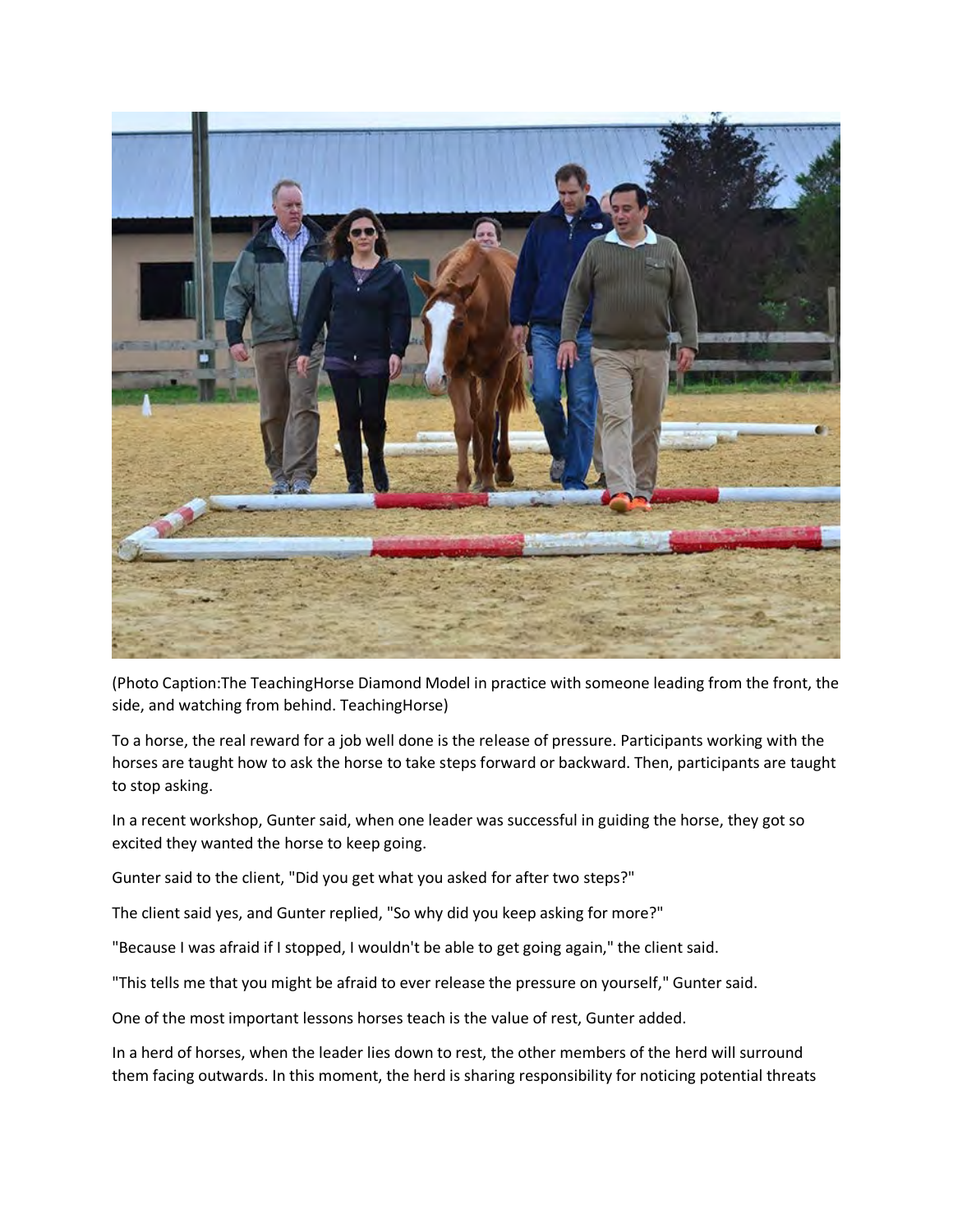(Photo Caption:The TeachingHorse Diamond Model in practice with someone leading from the front, the side, and watching from behind. TeachingHorse)

To a horse, the real reward for a job well done is the release of pressure. Participants working with the horses are taught how to ask the horse to take steps forward or backward. Then, participants are taught to stop asking.

In a recent workshop, Gunter said, when one leader was successful in guiding the horse, they got so excited they wanted the horse to keep going.

Gunter said to the client, "Did you get what you asked for after two steps?"

The client said yes, and Gunter replied, "So why did you keep asking for more?"

"Because I was afraid if I stopped, I wouldn't be able to get going again," the client said.

"This tells me that you might be afraid to ever release the pressure on yourself," Gunter said.

One of the most important lessons horses teach is the value of rest, Gunter added.

In a herd of horses, when the leader lies down to rest, the other members of the herd will surround them facing outwards. In this moment, the herd is sharing responsibility for noticing potential threats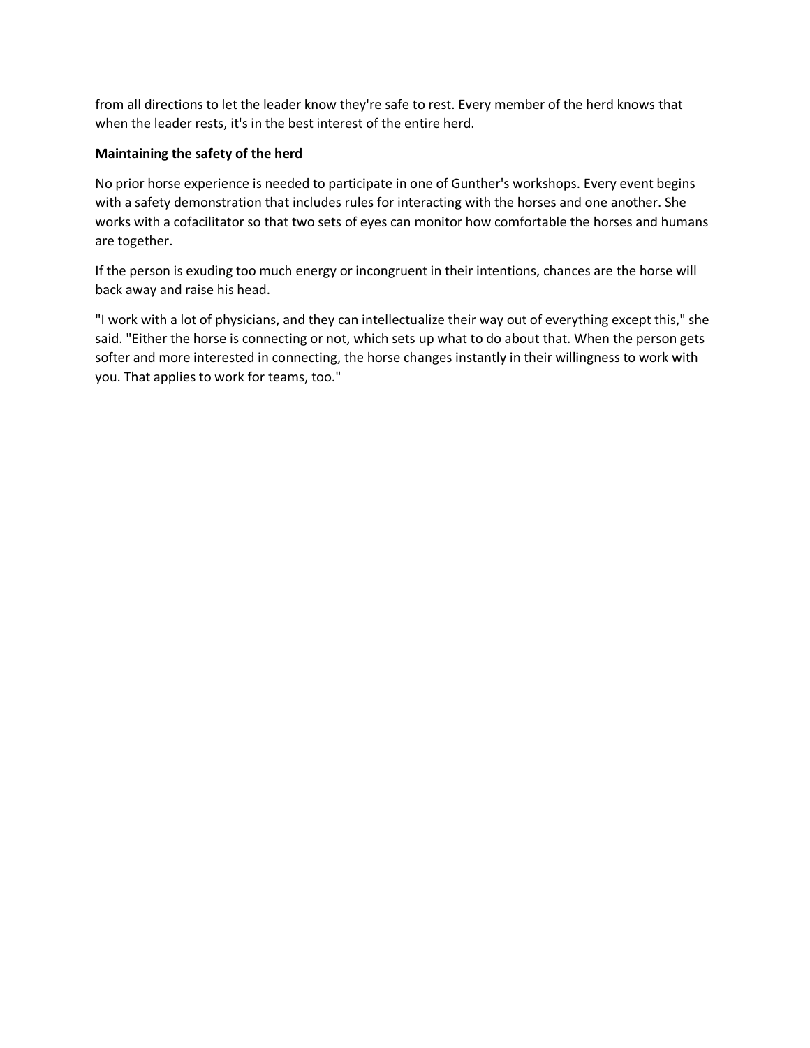from all directions to let the leader know they're safe to rest. Every member of the herd knows that when the leader rests, it's in the best interest of the entire herd.

**Maintaining the safety of the herd**

No prior horse experience is needed to participate in one of Gunther's workshops. Every event begins with a safety demonstration that includes rules for interacting with the horses and one another. She works with a cofacilitator so that two sets of eyes can monitor how comfortable the horses and humans are together.

If the person is exuding too much energy or incongruent in their intentions, chances are the horse will back away and raise his head.

"I work with a lot of physicians, and they can intellectualize their way out of everything except this," she said. "Either the horse is connecting or not, which sets up what to do about that. When the person gets softer and more interested in connecting, the horse changes instantly in their willingness to work with you. That applies to work for teams, too."